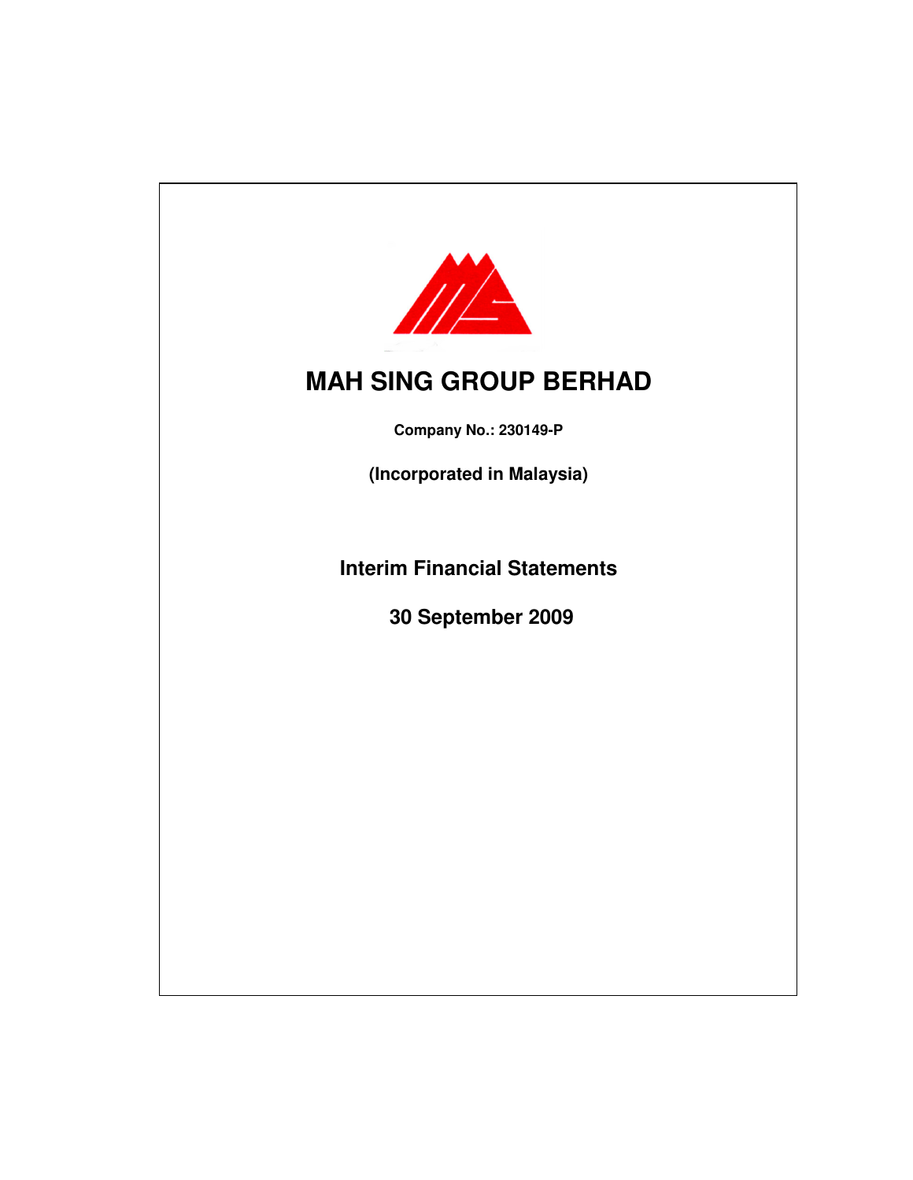# MAH SING GROUP BERHAD

**Company No.: 230149-P**

**(Incorporated in Malaysia)**

**Interim Financial Statements**

**30 September 2009**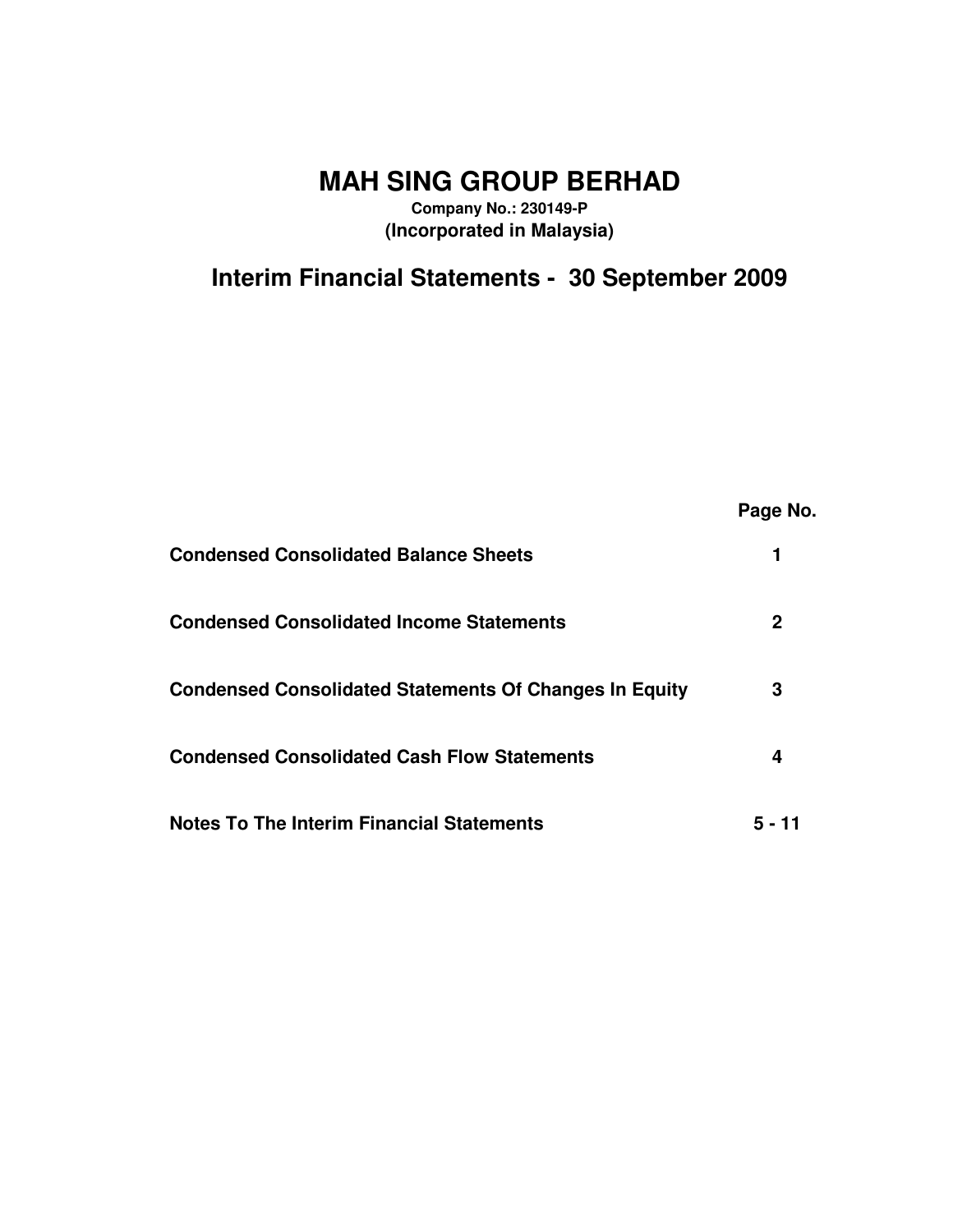# MAH SING GROUP BERHAD

**Company No.: 230149-P**
**(Incorporated in Malaysia)**

## Interim Financial Statements - 30 September 2009

| | Page No. |
|---|---|
| **Condensed Consolidated Balance Sheets** | 1 |
| **Condensed Consolidated Income Statements** | 2 |
| **Condensed Consolidated Statements Of Changes In Equity** | 3 |
| **Condensed Consolidated Cash Flow Statements** | 4 |
| **Notes To The Interim Financial Statements** | 5 - 11 |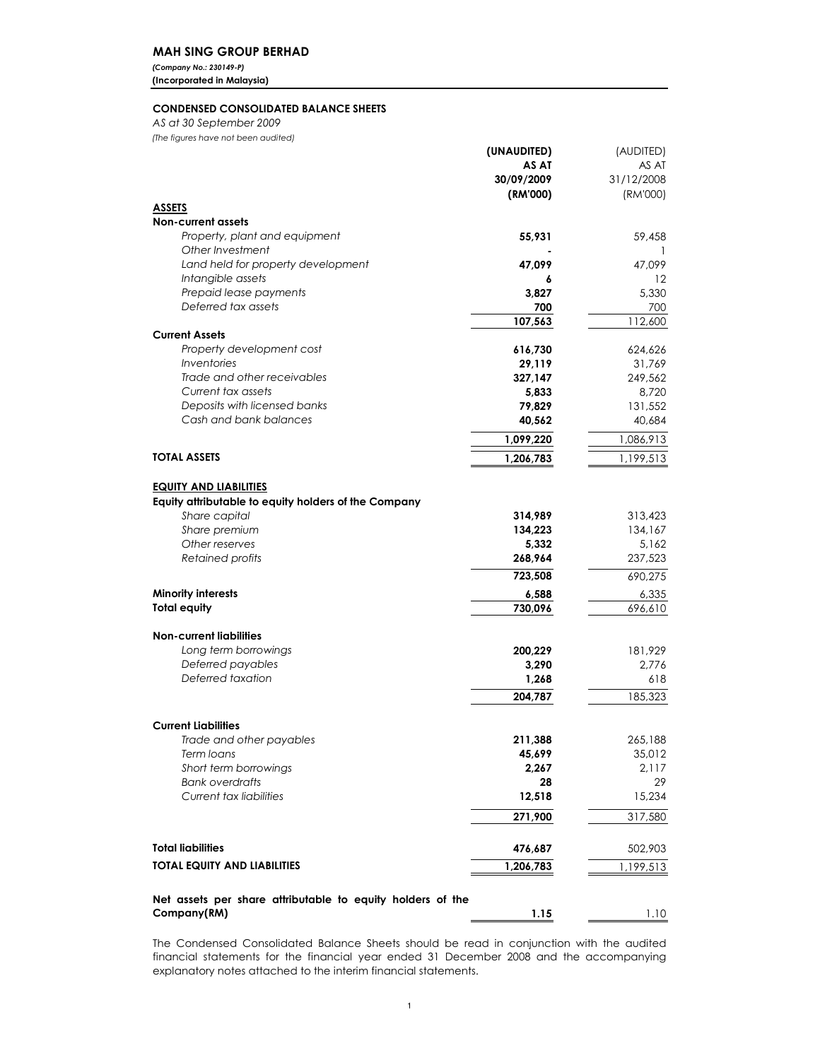## MAH SING GROUP BERHAD

***(Company No.: 230149-P)***
**(Incorporated in Malaysia)**

### CONDENSED CONSOLIDATED BALANCE SHEETS

*AS at 30 September 2009*
*(The figures have not been audited)*

| | **(UNAUDITED) AS AT 30/09/2009 (RM'000)** | (AUDITED) AS AT 31/12/2008 (RM'000) |
|---|---|---|
| **ASSETS** | | |
| **Non-current assets** | | |
| *Property, plant and equipment* | **55,931** | 59,458 |
| *Other Investment* | **-** | 1 |
| *Land held for property development* | **47,099** | 47,099 |
| *Intangible assets* | **6** | 12 |
| *Prepaid lease payments* | **3,827** | 5,330 |
| *Deferred tax assets* | **700** | 700 |
| | **107,563** | 112,600 |
| **Current Assets** | | |
| *Property development cost* | **616,730** | 624,626 |
| *Inventories* | **29,119** | 31,769 |
| *Trade and other receivables* | **327,147** | 249,562 |
| *Current tax assets* | **5,833** | 8,720 |
| *Deposits with licensed banks* | **79,829** | 131,552 |
| *Cash and bank balances* | **40,562** | 40,684 |
| | **1,099,220** | 1,086,913 |
| **TOTAL ASSETS** | **1,206,783** | 1,199,513 |
| **EQUITY AND LIABILITIES** | | |
| **Equity attributable to equity holders of the Company** | | |
| *Share capital* | **314,989** | 313,423 |
| *Share premium* | **134,223** | 134,167 |
| *Other reserves* | **5,332** | 5,162 |
| *Retained profits* | **268,964** | 237,523 |
| | **723,508** | 690,275 |
| **Minority interests** | **6,588** | 6,335 |
| **Total equity** | **730,096** | 696,610 |
| **Non-current liabilities** | | |
| *Long term borrowings* | **200,229** | 181,929 |
| *Deferred payables* | **3,290** | 2,776 |
| *Deferred taxation* | **1,268** | 618 |
| | **204,787** | 185,323 |
| **Current Liabilities** | | |
| *Trade and other payables* | **211,388** | 265,188 |
| *Term loans* | **45,699** | 35,012 |
| *Short term borrowings* | **2,267** | 2,117 |
| *Bank overdrafts* | **28** | 29 |
| *Current tax liabilities* | **12,518** | 15,234 |
| | **271,900** | 317,580 |
| **Total liabilities** | **476,687** | 502,903 |
| **TOTAL EQUITY AND LIABILITIES** | **1,206,783** | 1,199,513 |
| **Net assets per share attributable to equity holders of the Company(RM)** | **1.15** | 1.10 |

The Condensed Consolidated Balance Sheets should be read in conjunction with the audited financial statements for the financial year ended 31 December 2008 and the accompanying explanatory notes attached to the interim financial statements.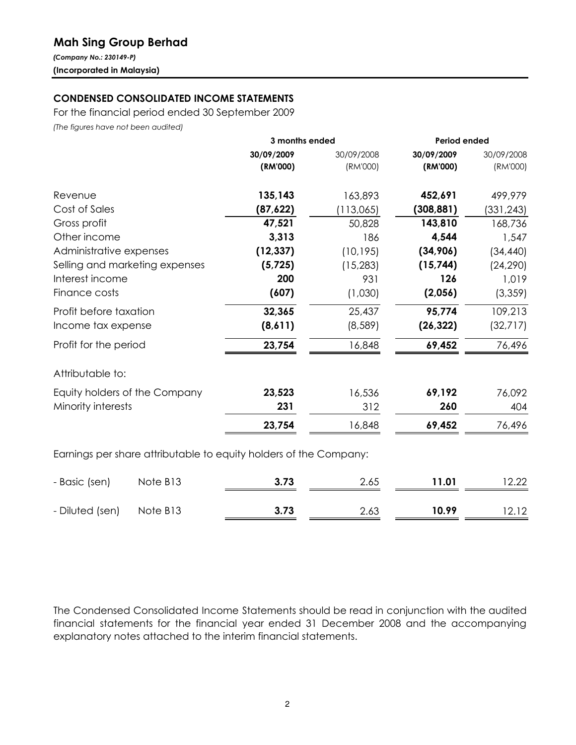# Mah Sing Group Berhad

*(Company No.: 230149-P)*

**(Incorporated in Malaysia)**

## CONDENSED CONSOLIDATED INCOME STATEMENTS

For the financial period ended 30 September 2009

*(The figures have not been audited)*

| | | 3 months ended | | Period ended | |
|---|---|---|---|---|---|
| | | **30/09/2009** | 30/09/2008 | **30/09/2009** | 30/09/2008 |
| | | **(RM'000)** | (RM'000) | **(RM'000)** | (RM'000) |
| Revenue | | **135,143** | 163,893 | **452,691** | 499,979 |
| Cost of Sales | | **(87,622)** | (113,065) | **(308,881)** | (331,243) |
| Gross profit | | **47,521** | 50,828 | **143,810** | 168,736 |
| Other income | | **3,313** | 186 | **4,544** | 1,547 |
| Administrative expenses | | **(12,337)** | (10,195) | **(34,906)** | (34,440) |
| Selling and marketing expenses | | **(5,725)** | (15,283) | **(15,744)** | (24,290) |
| Interest income | | **200** | 931 | **126** | 1,019 |
| Finance costs | | **(607)** | (1,030) | **(2,056)** | (3,359) |
| Profit before taxation | | **32,365** | 25,437 | **95,774** | 109,213 |
| Income tax expense | | **(8,611)** | (8,589) | **(26,322)** | (32,717) |
| Profit for the period | | **23,754** | 16,848 | **69,452** | 76,496 |
| Attributable to: | | | | | |
| Equity holders of the Company | | **23,523** | 16,536 | **69,192** | 76,092 |
| Minority interests | | **231** | 312 | **260** | 404 |
| | | **23,754** | 16,848 | **69,452** | 76,496 |
| Earnings per share attributable to equity holders of the Company: | | | | | |
| - Basic (sen) | Note B13 | **3.73** | 2.65 | **11.01** | 12.22 |
| - Diluted (sen) | Note B13 | **3.73** | 2.63 | **10.99** | 12.12 |

The Condensed Consolidated Income Statements should be read in conjunction with the audited financial statements for the financial year ended 31 December 2008 and the accompanying explanatory notes attached to the interim financial statements.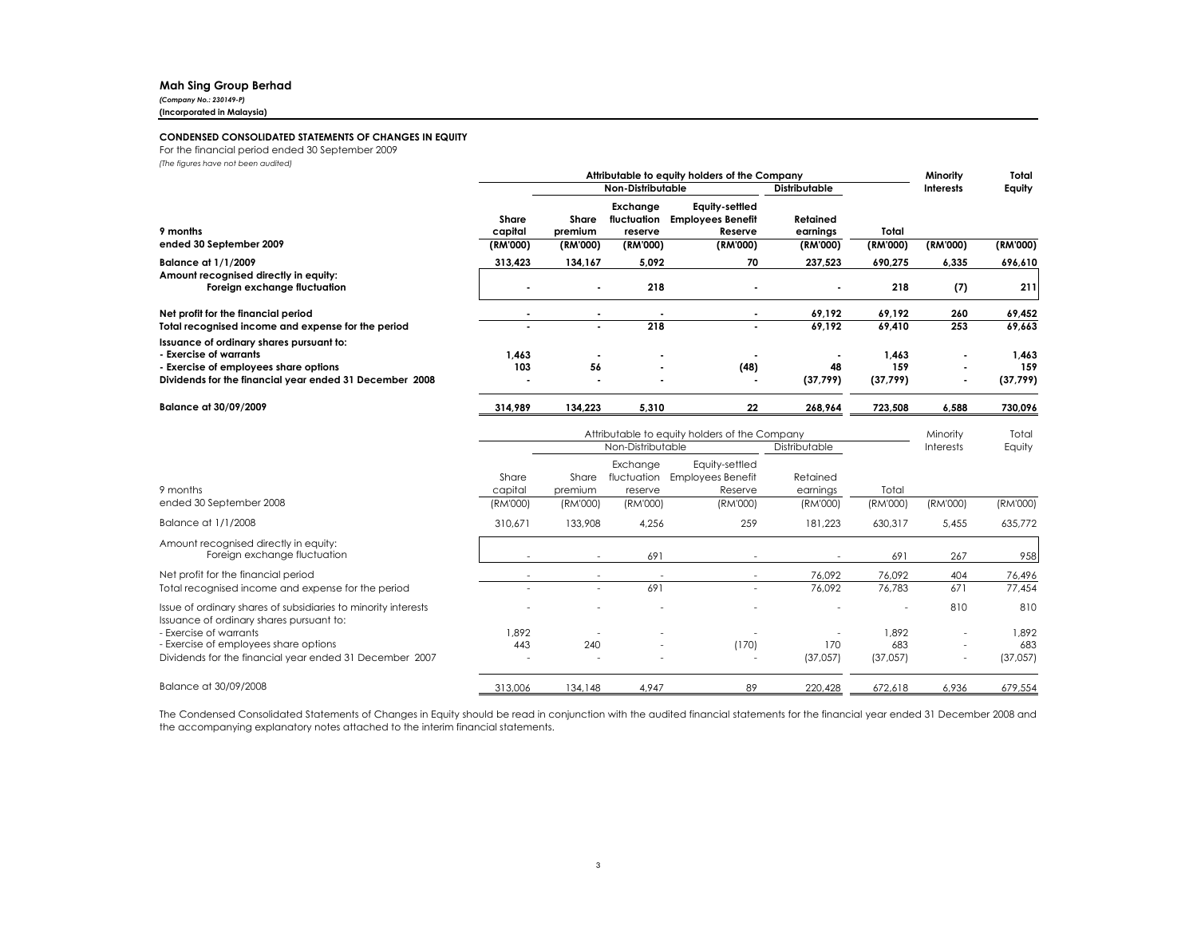## Mah Sing Group Berhad

*(Company No.: 230149-P)*
**(Incorporated in Malaysia)**

### CONDENSED CONSOLIDATED STATEMENTS OF CHANGES IN EQUITY

For the financial period ended 30 September 2009
*(The figures have not been audited)*

| | Attributable to equity holders of the Company | | | | | | Minority Interests | Total Equity |
|---|---|---|---|---|---|---|---|---|
| | | Non-Distributable | | | Distributable | | | |
| **9 months ended 30 September 2009** | **Share capital (RM'000)** | **Share premium (RM'000)** | **Exchange fluctuation reserve (RM'000)** | **Equity-settled Employees Benefit Reserve (RM'000)** | **Retained earnings (RM'000)** | **Total (RM'000)** | **(RM'000)** | **(RM'000)** |
| **Balance at 1/1/2009** | **313,423** | **134,167** | **5,092** | **70** | **237,523** | **690,275** | **6,335** | **696,610** |
| **Amount recognised directly in equity:** | | | | | | | | |
| **Foreign exchange fluctuation** | **-** | **-** | **218** | **-** | **-** | **218** | **(7)** | **211** |
| **Net profit for the financial period** | **-** | **-** | **-** | **-** | **69,192** | **69,192** | **260** | **69,452** |
| **Total recognised income and expense for the period** | **-** | **-** | **218** | **-** | **69,192** | **69,410** | **253** | **69,663** |
| **Issuance of ordinary shares pursuant to:** | | | | | | | | |
| **- Exercise of warrants** | **1,463** | **-** | **-** | **-** | **-** | **1,463** | **-** | **1,463** |
| **- Exercise of employees share options** | **103** | **56** | **-** | **(48)** | **48** | **159** | **-** | **159** |
| **Dividends for the financial year ended 31 December 2008** | **-** | **-** | **-** | **-** | **(37,799)** | **(37,799)** | **-** | **(37,799)** |
| **Balance at 30/09/2009** | **314,989** | **134,223** | **5,310** | **22** | **268,964** | **723,508** | **6,588** | **730,096** |

| | Attributable to equity holders of the Company | | | | | | Minority Interests | Total Equity |
|---|---|---|---|---|---|---|---|---|
| | | Non-Distributable | | | Distributable | | | |
| 9 months ended 30 September 2008 | Share capital (RM'000) | Share premium (RM'000) | Exchange fluctuation reserve (RM'000) | Equity-settled Employees Benefit Reserve (RM'000) | Retained earnings (RM'000) | Total (RM'000) | (RM'000) | (RM'000) |
| Balance at 1/1/2008 | 310,671 | 133,908 | 4,256 | 259 | 181,223 | 630,317 | 5,455 | 635,772 |
| Amount recognised directly in equity: | | | | | | | | |
| Foreign exchange fluctuation | - | - | 691 | - | - | 691 | 267 | 958 |
| Net profit for the financial period | - | - | - | - | 76,092 | 76,092 | 404 | 76,496 |
| Total recognised income and expense for the period | - | - | 691 | - | 76,092 | 76,783 | 671 | 77,454 |
| Issue of ordinary shares of subsidiaries to minority interests | - | - | - | - | - | - | 810 | 810 |
| Issuance of ordinary shares pursuant to: | | | | | | | | |
| - Exercise of warrants | 1,892 | - | - | - | - | 1,892 | - | 1,892 |
| - Exercise of employees share options | 443 | 240 | - | (170) | 170 | 683 | - | 683 |
| Dividends for the financial year ended 31 December 2007 | - | - | - | - | (37,057) | (37,057) | - | (37,057) |
| Balance at 30/09/2008 | 313,006 | 134,148 | 4,947 | 89 | 220,428 | 672,618 | 6,936 | 679,554 |

The Condensed Consolidated Statements of Changes in Equity should be read in conjunction with the audited financial statements for the financial year ended 31 December 2008 and the accompanying explanatory notes attached to the interim financial statements.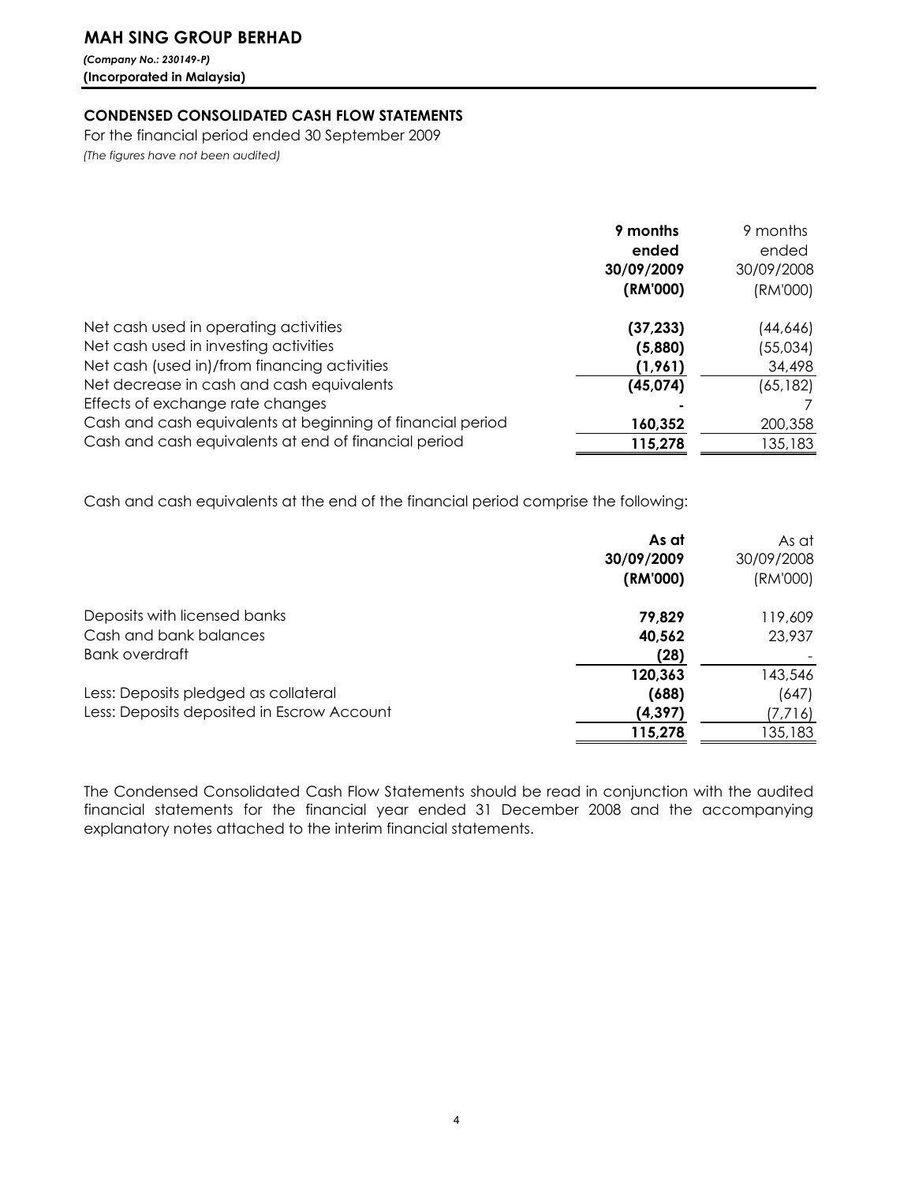# MAH SING GROUP BERHAD

*(Company No.: 230149-P)*
**(Incorporated in Malaysia)**

## CONDENSED CONSOLIDATED CASH FLOW STATEMENTS

For the financial period ended 30 September 2009
*(The figures have not been audited)*

| | **9 months ended 30/09/2009 (RM'000)** | 9 months ended 30/09/2008 (RM'000) |
|---|---|---|
| Net cash used in operating activities | **(37,233)** | (44,646) |
| Net cash used in investing activities | **(5,880)** | (55,034) |
| Net cash (used in)/from financing activities | **(1,961)** | 34,498 |
| Net decrease in cash and cash equivalents | **(45,074)** | (65,182) |
| Effects of exchange rate changes | **-** | 7 |
| Cash and cash equivalents at beginning of financial period | **160,352** | 200,358 |
| Cash and cash equivalents at end of financial period | **115,278** | 135,183 |

Cash and cash equivalents at the end of the financial period comprise the following:

| | **As at 30/09/2009 (RM'000)** | As at 30/09/2008 (RM'000) |
|---|---|---|
| Deposits with licensed banks | **79,829** | 119,609 |
| Cash and bank balances | **40,562** | 23,937 |
| Bank overdraft | **(28)** | - |
| | **120,363** | 143,546 |
| Less: Deposits pledged as collateral | **(688)** | (647) |
| Less: Deposits deposited in Escrow Account | **(4,397)** | (7,716) |
| | **115,278** | 135,183 |

The Condensed Consolidated Cash Flow Statements should be read in conjunction with the audited financial statements for the financial year ended 31 December 2008 and the accompanying explanatory notes attached to the interim financial statements.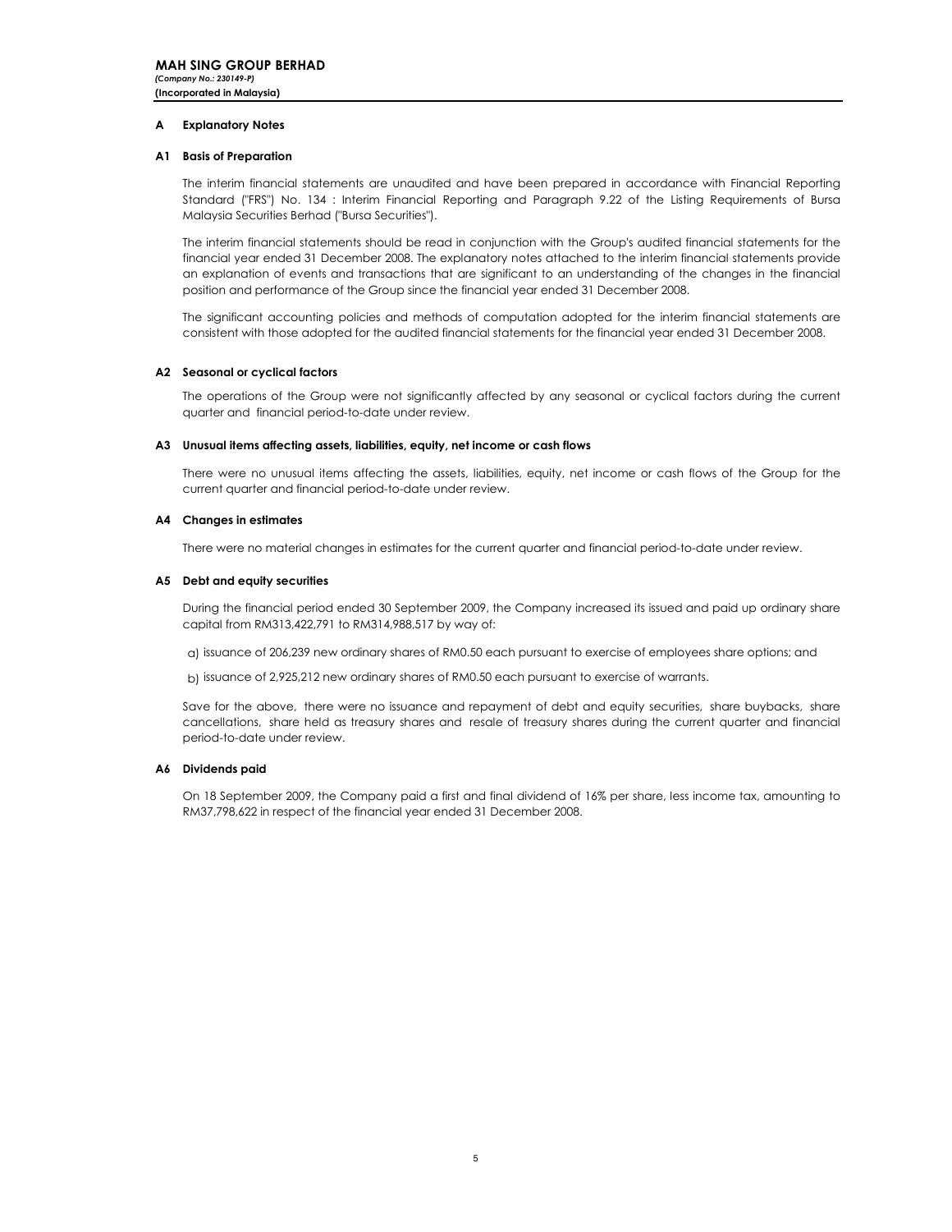**MAH SING GROUP BERHAD**
*(Company No.: 230149-P)*
**(Incorporated in Malaysia)**

## A Explanatory Notes

### A1 Basis of Preparation

The interim financial statements are unaudited and have been prepared in accordance with Financial Reporting Standard ("FRS") No. 134 : Interim Financial Reporting and Paragraph 9.22 of the Listing Requirements of Bursa Malaysia Securities Berhad ("Bursa Securities").

The interim financial statements should be read in conjunction with the Group's audited financial statements for the financial year ended 31 December 2008. The explanatory notes attached to the interim financial statements provide an explanation of events and transactions that are significant to an understanding of the changes in the financial position and performance of the Group since the financial year ended 31 December 2008.

The significant accounting policies and methods of computation adopted for the interim financial statements are consistent with those adopted for the audited financial statements for the financial year ended 31 December 2008.

### A2 Seasonal or cyclical factors

The operations of the Group were not significantly affected by any seasonal or cyclical factors during the current quarter and financial period-to-date under review.

### A3 Unusual items affecting assets, liabilities, equity, net income or cash flows

There were no unusual items affecting the assets, liabilities, equity, net income or cash flows of the Group for the current quarter and financial period-to-date under review.

### A4 Changes in estimates

There were no material changes in estimates for the current quarter and financial period-to-date under review.

### A5 Debt and equity securities

During the financial period ended 30 September 2009, the Company increased its issued and paid up ordinary share capital from RM313,422,791 to RM314,988,517 by way of:

a) issuance of 206,239 new ordinary shares of RM0.50 each pursuant to exercise of employees share options; and

b) issuance of 2,925,212 new ordinary shares of RM0.50 each pursuant to exercise of warrants.

Save for the above, there were no issuance and repayment of debt and equity securities, share buybacks, share cancellations, share held as treasury shares and resale of treasury shares during the current quarter and financial period-to-date under review.

### A6 Dividends paid

On 18 September 2009, the Company paid a first and final dividend of 16% per share, less income tax, amounting to RM37,798,622 in respect of the financial year ended 31 December 2008.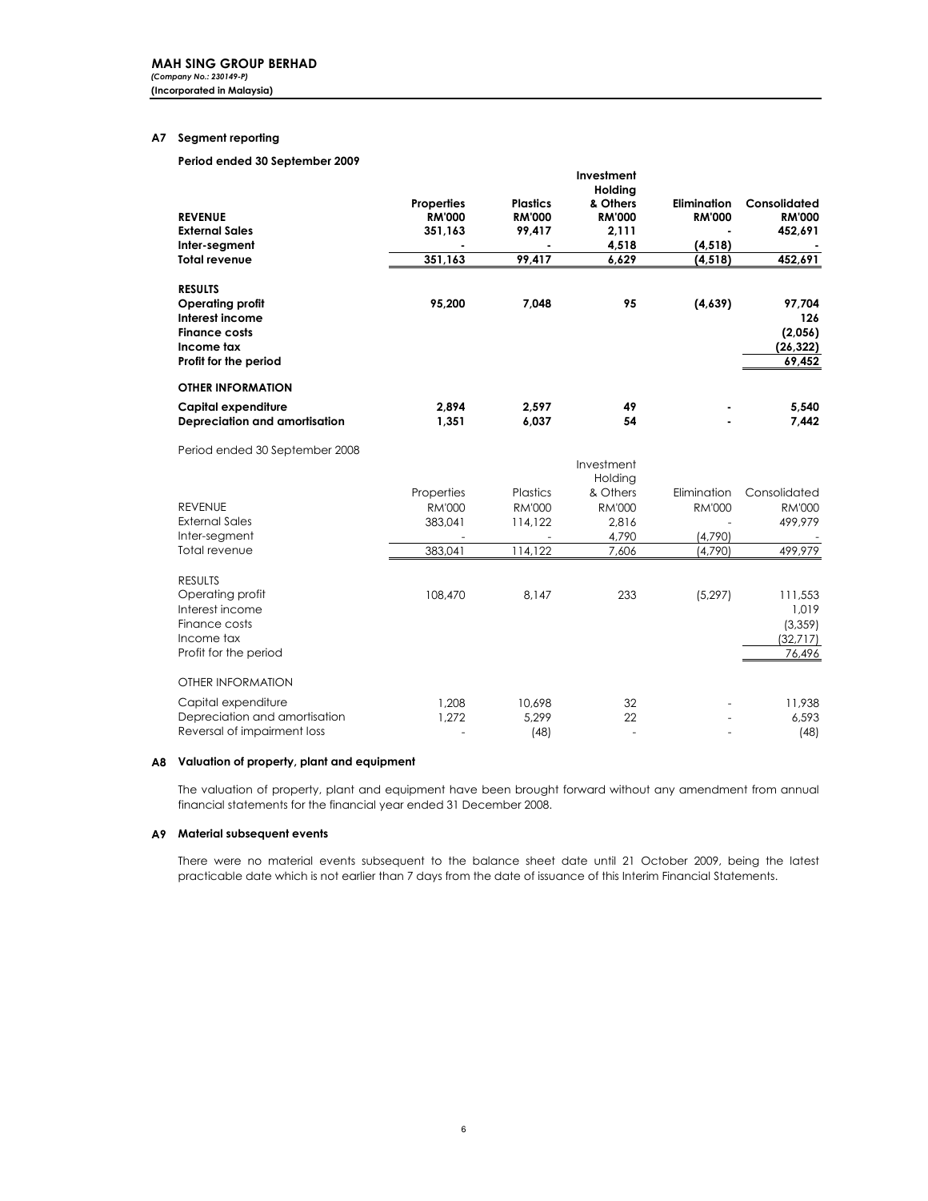**MAH SING GROUP BERHAD**
*(Company No.: 230149-P)*
**(Incorporated in Malaysia)**

## A7 Segment reporting

**Period ended 30 September 2009**

| | Properties | Plastics | Investment Holding & Others | Elimination | Consolidated |
|---|---|---|---|---|---|
| **REVENUE** | **RM'000** | **RM'000** | **RM'000** | **RM'000** | **RM'000** |
| **External Sales** | **351,163** | **99,417** | **2,111** | **-** | **452,691** |
| **Inter-segment** | **-** | **-** | **4,518** | **(4,518)** | **-** |
| **Total revenue** | **351,163** | **99,417** | **6,629** | **(4,518)** | **452,691** |
| | | | | | |
| **RESULTS** | | | | | |
| **Operating profit** | **95,200** | **7,048** | **95** | **(4,639)** | **97,704** |
| **Interest income** | | | | | **126** |
| **Finance costs** | | | | | **(2,056)** |
| **Income tax** | | | | | **(26,322)** |
| **Profit for the period** | | | | | **69,452** |
| | | | | | |
| **OTHER INFORMATION** | | | | | |
| **Capital expenditure** | **2,894** | **2,597** | **49** | **-** | **5,540** |
| **Depreciation and amortisation** | **1,351** | **6,037** | **54** | **-** | **7,442** |

Period ended 30 September 2008

| | Properties | Plastics | Investment Holding & Others | Elimination | Consolidated |
|---|---|---|---|---|---|
| REVENUE | RM'000 | RM'000 | RM'000 | RM'000 | RM'000 |
| External Sales | 383,041 | 114,122 | 2,816 | - | 499,979 |
| Inter-segment | - | - | 4,790 | (4,790) | - |
| Total revenue | 383,041 | 114,122 | 7,606 | (4,790) | 499,979 |
| | | | | | |
| RESULTS | | | | | |
| Operating profit | 108,470 | 8,147 | 233 | (5,297) | 111,553 |
| Interest income | | | | | 1,019 |
| Finance costs | | | | | (3,359) |
| Income tax | | | | | (32,717) |
| Profit for the period | | | | | 76,496 |
| | | | | | |
| OTHER INFORMATION | | | | | |
| Capital expenditure | 1,208 | 10,698 | 32 | - | 11,938 |
| Depreciation and amortisation | 1,272 | 5,299 | 22 | - | 6,593 |
| Reversal of impairment loss | - | (48) | - | - | (48) |

## A8 Valuation of property, plant and equipment

The valuation of property, plant and equipment have been brought forward without any amendment from annual financial statements for the financial year ended 31 December 2008.

## A9 Material subsequent events

There were no material events subsequent to the balance sheet date until 21 October 2009, being the latest practicable date which is not earlier than 7 days from the date of issuance of this Interim Financial Statements.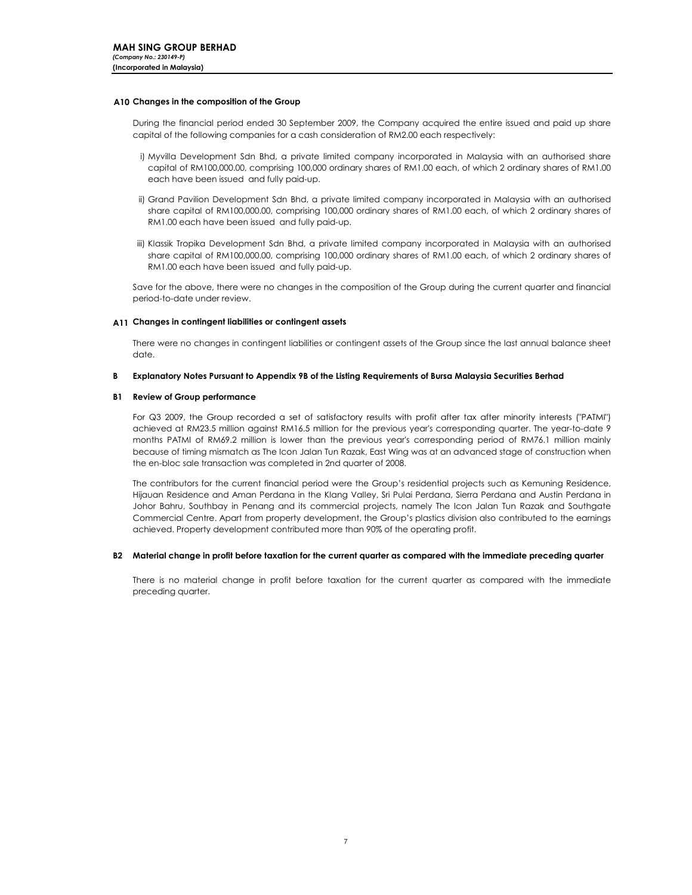### A10 Changes in the composition of the Group

During the financial period ended 30 September 2009, the Company acquired the entire issued and paid up share capital of the following companies for a cash consideration of RM2.00 each respectively:

i) Myvilla Development Sdn Bhd, a private limited company incorporated in Malaysia with an authorised share capital of RM100,000.00, comprising 100,000 ordinary shares of RM1.00 each, of which 2 ordinary shares of RM1.00 each have been issued and fully paid-up.

ii) Grand Pavilion Development Sdn Bhd, a private limited company incorporated in Malaysia with an authorised share capital of RM100,000.00, comprising 100,000 ordinary shares of RM1.00 each, of which 2 ordinary shares of RM1.00 each have been issued and fully paid-up.

iii) Klassik Tropika Development Sdn Bhd, a private limited company incorporated in Malaysia with an authorised share capital of RM100,000.00, comprising 100,000 ordinary shares of RM1.00 each, of which 2 ordinary shares of RM1.00 each have been issued and fully paid-up.

Save for the above, there were no changes in the composition of the Group during the current quarter and financial period-to-date under review.

### A11 Changes in contingent liabilities or contingent assets

There were no changes in contingent liabilities or contingent assets of the Group since the last annual balance sheet date.

## B Explanatory Notes Pursuant to Appendix 9B of the Listing Requirements of Bursa Malaysia Securities Berhad

### B1 Review of Group performance

For Q3 2009, the Group recorded a set of satisfactory results with profit after tax after minority interests ("PATMI") achieved at RM23.5 million against RM16.5 million for the previous year's corresponding quarter. The year-to-date 9 months PATMI of RM69.2 million is lower than the previous year's corresponding period of RM76.1 million mainly because of timing mismatch as The Icon Jalan Tun Razak, East Wing was at an advanced stage of construction when the en-bloc sale transaction was completed in 2nd quarter of 2008.

The contributors for the current financial period were the Group's residential projects such as Kemuning Residence, Hijauan Residence and Aman Perdana in the Klang Valley, Sri Pulai Perdana, Sierra Perdana and Austin Perdana in Johor Bahru, Southbay in Penang and its commercial projects, namely The Icon Jalan Tun Razak and Southgate Commercial Centre. Apart from property development, the Group's plastics division also contributed to the earnings achieved. Property development contributed more than 90% of the operating profit.

### B2 Material change in profit before taxation for the current quarter as compared with the immediate preceding quarter

There is no material change in profit before taxation for the current quarter as compared with the immediate preceding quarter.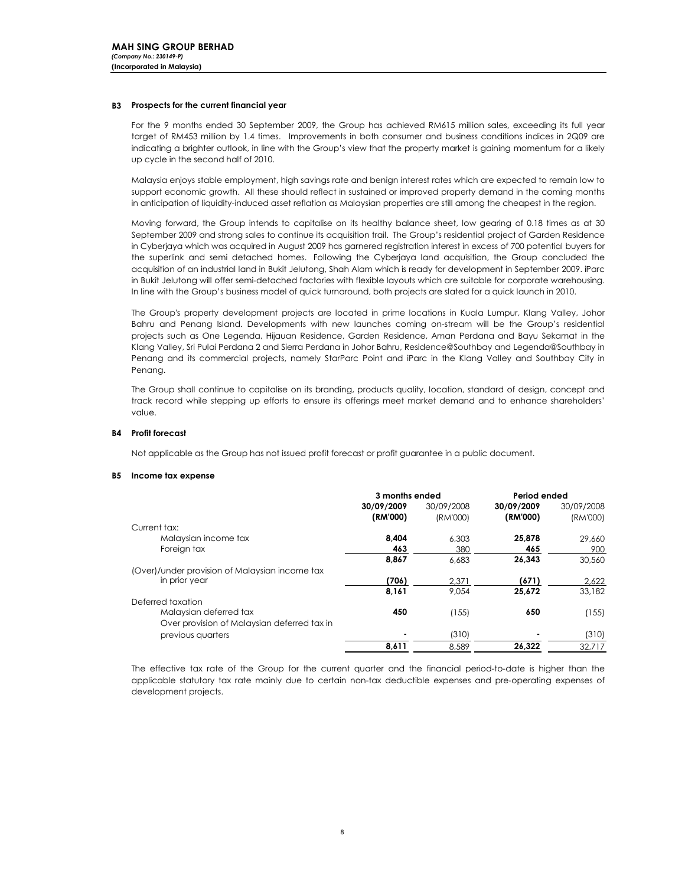**MAH SING GROUP BERHAD**
***(Company No.: 230149-P)***
**(Incorporated in Malaysia)**

### B3 Prospects for the current financial year

For the 9 months ended 30 September 2009, the Group has achieved RM615 million sales, exceeding its full year target of RM453 million by 1.4 times. Improvements in both consumer and business conditions indices in 2Q09 are indicating a brighter outlook, in line with the Group's view that the property market is gaining momentum for a likely up cycle in the second half of 2010.

Malaysia enjoys stable employment, high savings rate and benign interest rates which are expected to remain low to support economic growth. All these should reflect in sustained or improved property demand in the coming months in anticipation of liquidity-induced asset reflation as Malaysian properties are still among the cheapest in the region.

Moving forward, the Group intends to capitalise on its healthy balance sheet, low gearing of 0.18 times as at 30 September 2009 and strong sales to continue its acquisition trail. The Group's residential project of Garden Residence in Cyberjaya which was acquired in August 2009 has garnered registration interest in excess of 700 potential buyers for the superlink and semi detached homes. Following the Cyberjaya land acquisition, the Group concluded the acquisition of an industrial land in Bukit Jelutong, Shah Alam which is ready for development in September 2009. iParc in Bukit Jelutong will offer semi-detached factories with flexible layouts which are suitable for corporate warehousing. In line with the Group's business model of quick turnaround, both projects are slated for a quick launch in 2010.

The Group's property development projects are located in prime locations in Kuala Lumpur, Klang Valley, Johor Bahru and Penang Island. Developments with new launches coming on-stream will be the Group's residential projects such as One Legenda, Hijauan Residence, Garden Residence, Aman Perdana and Bayu Sekamat in the Klang Valley, Sri Pulai Perdana 2 and Sierra Perdana in Johor Bahru, Residence@Southbay and Legenda@Southbay in Penang and its commercial projects, namely StarParc Point and iParc in the Klang Valley and Southbay City in Penang.

The Group shall continue to capitalise on its branding, products quality, location, standard of design, concept and track record while stepping up efforts to ensure its offerings meet market demand and to enhance shareholders' value.

### B4 Profit forecast

Not applicable as the Group has not issued profit forecast or profit guarantee in a public document.

### B5 Income tax expense

| | 3 months ended | | Period ended | |
|---|---|---|---|---|
| | **30/09/2009 (RM'000)** | 30/09/2008 (RM'000) | **30/09/2009 (RM'000)** | 30/09/2008 (RM'000) |
| Current tax: | | | | |
| Malaysian income tax | **8,404** | 6,303 | **25,878** | 29,660 |
| Foreign tax | **463** | 380 | **465** | 900 |
| | **8,867** | 6,683 | **26,343** | 30,560 |
| (Over)/under provision of Malaysian income tax in prior year | **(706)** | 2,371 | **(671)** | 2,622 |
| | **8,161** | 9,054 | **25,672** | 33,182 |
| Deferred taxation | | | | |
| Malaysian deferred tax | **450** | (155) | **650** | (155) |
| Over provision of Malaysian deferred tax in previous quarters | **-** | (310) | **-** | (310) |
| | **8,611** | 8,589 | **26,322** | 32,717 |

The effective tax rate of the Group for the current quarter and the financial period-to-date is higher than the applicable statutory tax rate mainly due to certain non-tax deductible expenses and pre-operating expenses of development projects.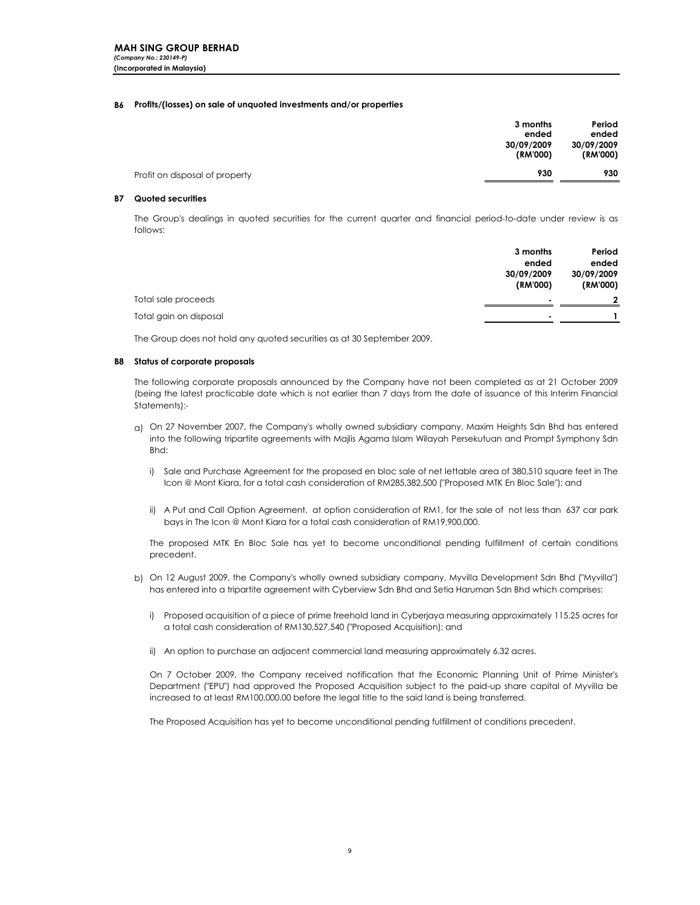**MAH SING GROUP BERHAD**
*(Company No.: 230149-P)*
**(Incorporated in Malaysia)**

**B6 Profits/(losses) on sale of unquoted investments and/or properties**

| | 3 months ended 30/09/2009 (RM'000) | Period ended 30/09/2009 (RM'000) |
|---|---|---|
| Profit on disposal of property | 930 | 930 |

**B7 Quoted securities**

The Group's dealings in quoted securities for the current quarter and financial period-to-date under review is as follows:

| | 3 months ended 30/09/2009 (RM'000) | Period ended 30/09/2009 (RM'000) |
|---|---|---|
| Total sale proceeds | - | 2 |
| Total gain on disposal | - | 1 |

The Group does not hold any quoted securities as at 30 September 2009.

**B8 Status of corporate proposals**

The following corporate proposals announced by the Company have not been completed as at 21 October 2009 (being the latest practicable date which is not earlier than 7 days from the date of issuance of this Interim Financial Statements):-

a) On 27 November 2007, the Company's wholly owned subsidiary company, Maxim Heights Sdn Bhd has entered into the following tripartite agreements with Majlis Agama Islam Wilayah Persekutuan and Prompt Symphony Sdn Bhd:

   i) Sale and Purchase Agreement for the proposed en bloc sale of net lettable area of 380,510 square feet in The Icon @ Mont Kiara, for a total cash consideration of RM285,382,500 ("Proposed MTK En Bloc Sale"); and

   ii) A Put and Call Option Agreement, at option consideration of RM1, for the sale of not less than 637 car park bays in The Icon @ Mont Kiara for a total cash consideration of RM19,900,000.

   The proposed MTK En Bloc Sale has yet to become unconditional pending fulfillment of certain conditions precedent.

b) On 12 August 2009, the Company's wholly owned subsidiary company, Myvilla Development Sdn Bhd ("Myvilla") has entered into a tripartite agreement with Cyberview Sdn Bhd and Setia Haruman Sdn Bhd which comprises:

   i) Proposed acquisition of a piece of prime freehold land in Cyberjaya measuring approximately 115.25 acres for a total cash consideration of RM130,527,540 ("Proposed Acquisition); and

   ii) An option to purchase an adjacent commercial land measuring approximately 6.32 acres.

   On 7 October 2009, the Company received notification that the Economic Planning Unit of Prime Minister's Department ("EPU") had approved the Proposed Acquisition subject to the paid-up share capital of Myvilla be increased to at least RM100,000.00 before the legal title to the said land is being transferred.

   The Proposed Acquisition has yet to become unconditional pending fulfillment of conditions precedent.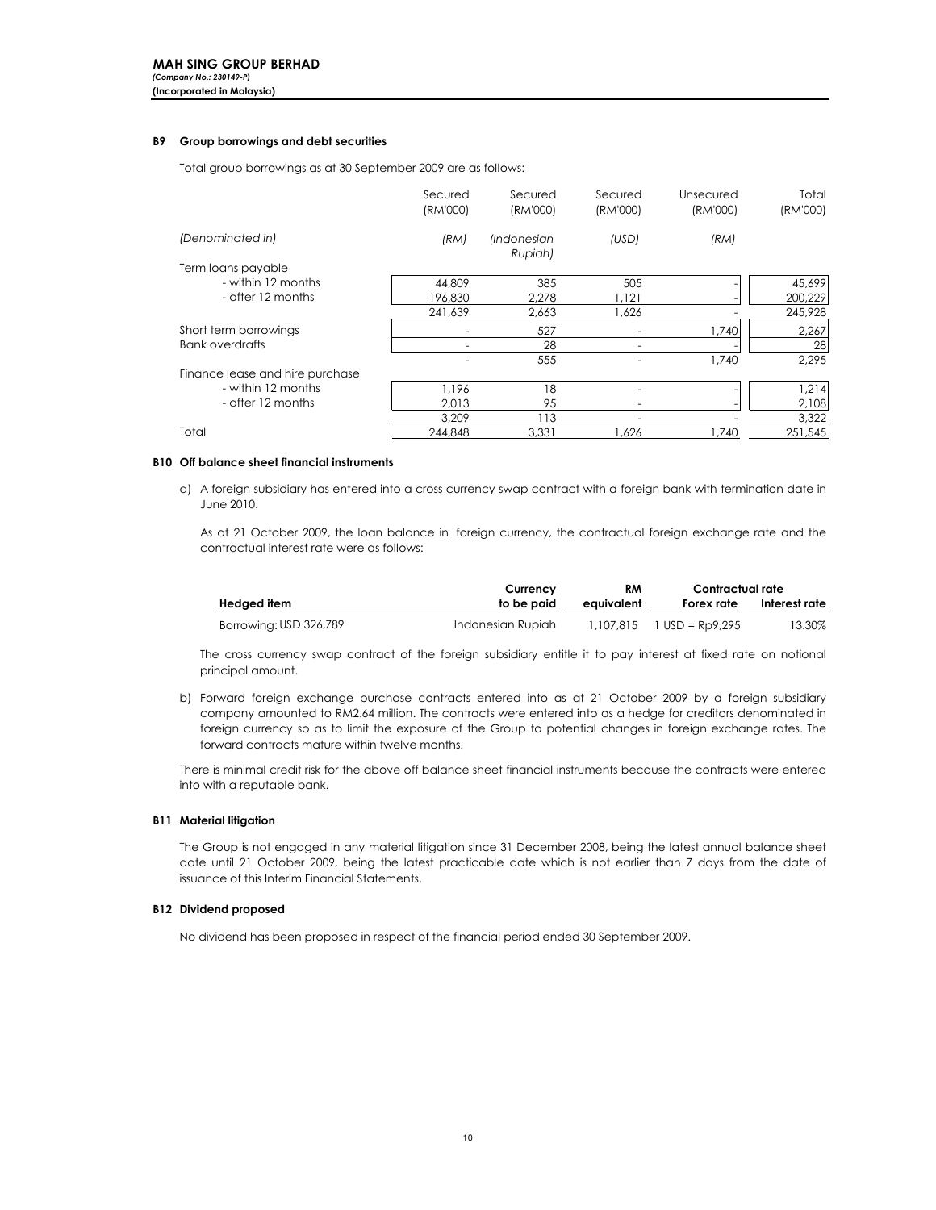**MAH SING GROUP BERHAD**
***(Company No.: 230149-P)***
**(Incorporated in Malaysia)**

### B9 Group borrowings and debt securities

Total group borrowings as at 30 September 2009 are as follows:

| | Secured (RM'000) | Secured (RM'000) | Secured (RM'000) | Unsecured (RM'000) | Total (RM'000) |
|---|---|---|---|---|---|
| *(Denominated in)* | *(RM)* | *(Indonesian Rupiah)* | *(USD)* | *(RM)* | |
| Term loans payable | | | | | |
| - within 12 months | 44,809 | 385 | 505 | - | 45,699 |
| - after 12 months | 196,830 | 2,278 | 1,121 | - | 200,229 |
| | 241,639 | 2,663 | 1,626 | - | 245,928 |
| Short term borrowings | - | 527 | - | 1,740 | 2,267 |
| Bank overdrafts | - | 28 | - | - | 28 |
| | - | 555 | - | 1,740 | 2,295 |
| Finance lease and hire purchase | | | | | |
| - within 12 months | 1,196 | 18 | - | - | 1,214 |
| - after 12 months | 2,013 | 95 | - | - | 2,108 |
| | 3,209 | 113 | - | - | 3,322 |
| Total | 244,848 | 3,331 | 1,626 | 1,740 | 251,545 |

### B10 Off balance sheet financial instruments

a) A foreign subsidiary has entered into a cross currency swap contract with a foreign bank with termination date in June 2010.

As at 21 October 2009, the loan balance in foreign currency, the contractual foreign exchange rate and the contractual interest rate were as follows:

| Hedged item | Currency to be paid | RM equivalent | Contractual rate Forex rate | Contractual rate Interest rate |
|---|---|---|---|---|
| Borrowing: USD 326,789 | Indonesian Rupiah | 1,107,815 | 1 USD = Rp9,295 | 13.30% |

The cross currency swap contract of the foreign subsidiary entitle it to pay interest at fixed rate on notional principal amount.

b) Forward foreign exchange purchase contracts entered into as at 21 October 2009 by a foreign subsidiary company amounted to RM2.64 million. The contracts were entered into as a hedge for creditors denominated in foreign currency so as to limit the exposure of the Group to potential changes in foreign exchange rates. The forward contracts mature within twelve months.

There is minimal credit risk for the above off balance sheet financial instruments because the contracts were entered into with a reputable bank.

### B11 Material litigation

The Group is not engaged in any material litigation since 31 December 2008, being the latest annual balance sheet date until 21 October 2009, being the latest practicable date which is not earlier than 7 days from the date of issuance of this Interim Financial Statements.

### B12 Dividend proposed

No dividend has been proposed in respect of the financial period ended 30 September 2009.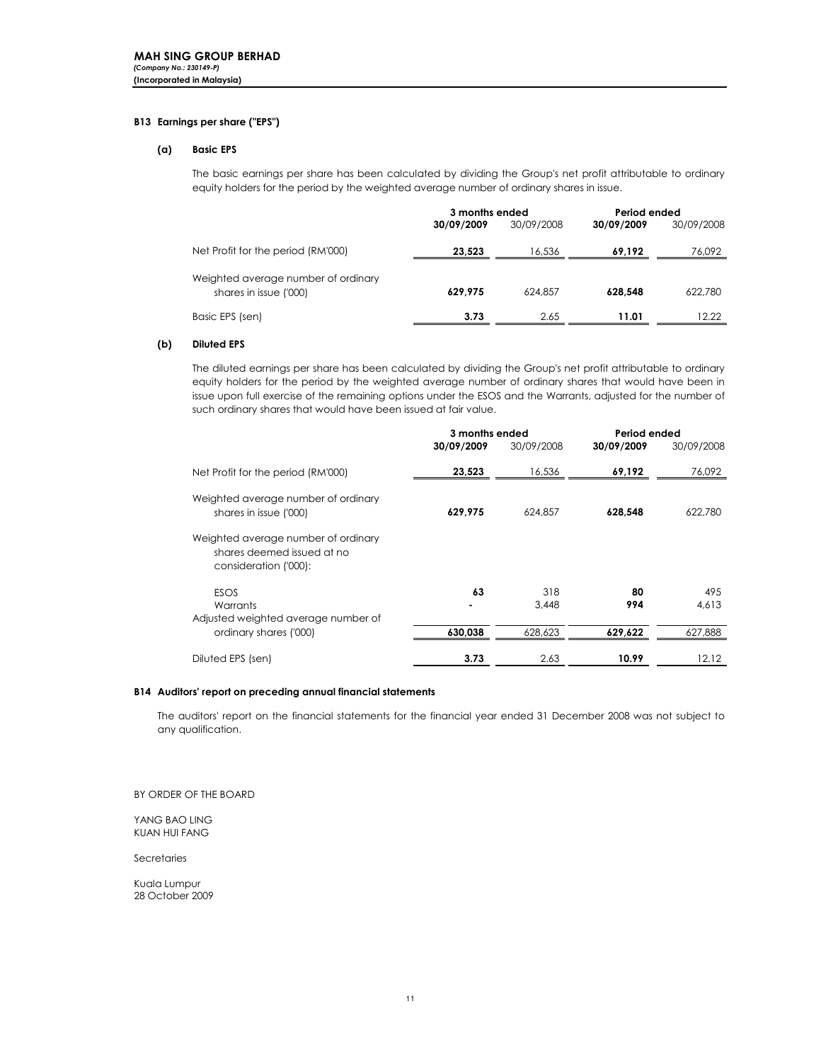**MAH SING GROUP BERHAD**
*(Company No.: 230149-P)*
**(Incorporated in Malaysia)**

### B13 Earnings per share ("EPS")

#### (a) Basic EPS

The basic earnings per share has been calculated by dividing the Group's net profit attributable to ordinary equity holders for the period by the weighted average number of ordinary shares in issue.

| | 3 months ended | | Period ended | |
|---|---|---|---|---|
| | **30/09/2009** | 30/09/2008 | **30/09/2009** | 30/09/2008 |
| Net Profit for the period (RM'000) | **23,523** | 16,536 | **69,192** | 76,092 |
| Weighted average number of ordinary shares in issue ('000) | **629,975** | 624,857 | **628,548** | 622,780 |
| Basic EPS (sen) | **3.73** | 2.65 | **11.01** | 12.22 |

#### (b) Diluted EPS

The diluted earnings per share has been calculated by dividing the Group's net profit attributable to ordinary equity holders for the period by the weighted average number of ordinary shares that would have been in issue upon full exercise of the remaining options under the ESOS and the Warrants, adjusted for the number of such ordinary shares that would have been issued at fair value.

| | 3 months ended | | Period ended | |
|---|---|---|---|---|
| | **30/09/2009** | 30/09/2008 | **30/09/2009** | 30/09/2008 |
| Net Profit for the period (RM'000) | **23,523** | 16,536 | **69,192** | 76,092 |
| Weighted average number of ordinary shares in issue ('000) | **629,975** | 624,857 | **628,548** | 622,780 |
| Weighted average number of ordinary shares deemed issued at no consideration ('000): | | | | |
| ESOS | **63** | 318 | **80** | 495 |
| Warrants | **-** | 3,448 | **994** | 4,613 |
| Adjusted weighted average number of ordinary shares ('000) | **630,038** | 628,623 | **629,622** | 627,888 |
| Diluted EPS (sen) | **3.73** | 2.63 | **10.99** | 12.12 |

### B14 Auditors' report on preceding annual financial statements

The auditors' report on the financial statements for the financial year ended 31 December 2008 was not subject to any qualification.

BY ORDER OF THE BOARD

YANG BAO LING
KUAN HUI FANG

Secretaries

Kuala Lumpur
28 October 2009